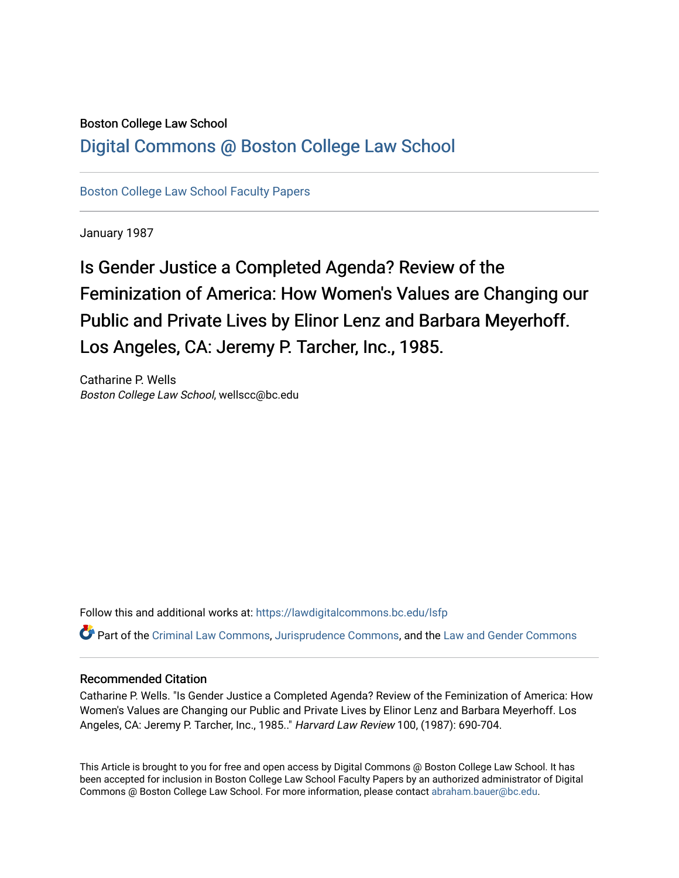Boston College Law School

# Digital Commons @ Boston College Law School

Boston College Law School Faculty Papers

January 1987

# Is Gender Justice a Completed Agenda? Review of the Feminization of America: How Women's Values are Changing our Public and Private Lives by Elinor Lenz and Barbara Meyerhoff. Los Angeles, CA: Jeremy P. Tarcher, Inc., 1985.

Catharine P. Wells
*Boston College Law School*, wellscc@bc.edu

Follow this and additional works at: https://lawdigitalcommons.bc.edu/lsfp

Part of the Criminal Law Commons, Jurisprudence Commons, and the Law and Gender Commons

## Recommended Citation

Catharine P. Wells. "Is Gender Justice a Completed Agenda? Review of the Feminization of America: How Women's Values are Changing our Public and Private Lives by Elinor Lenz and Barbara Meyerhoff. Los Angeles, CA: Jeremy P. Tarcher, Inc., 1985.." *Harvard Law Review* 100, (1987): 690-704.

This Article is brought to you for free and open access by Digital Commons @ Boston College Law School. It has been accepted for inclusion in Boston College Law School Faculty Papers by an authorized administrator of Digital Commons @ Boston College Law School. For more information, please contact abraham.bauer@bc.edu.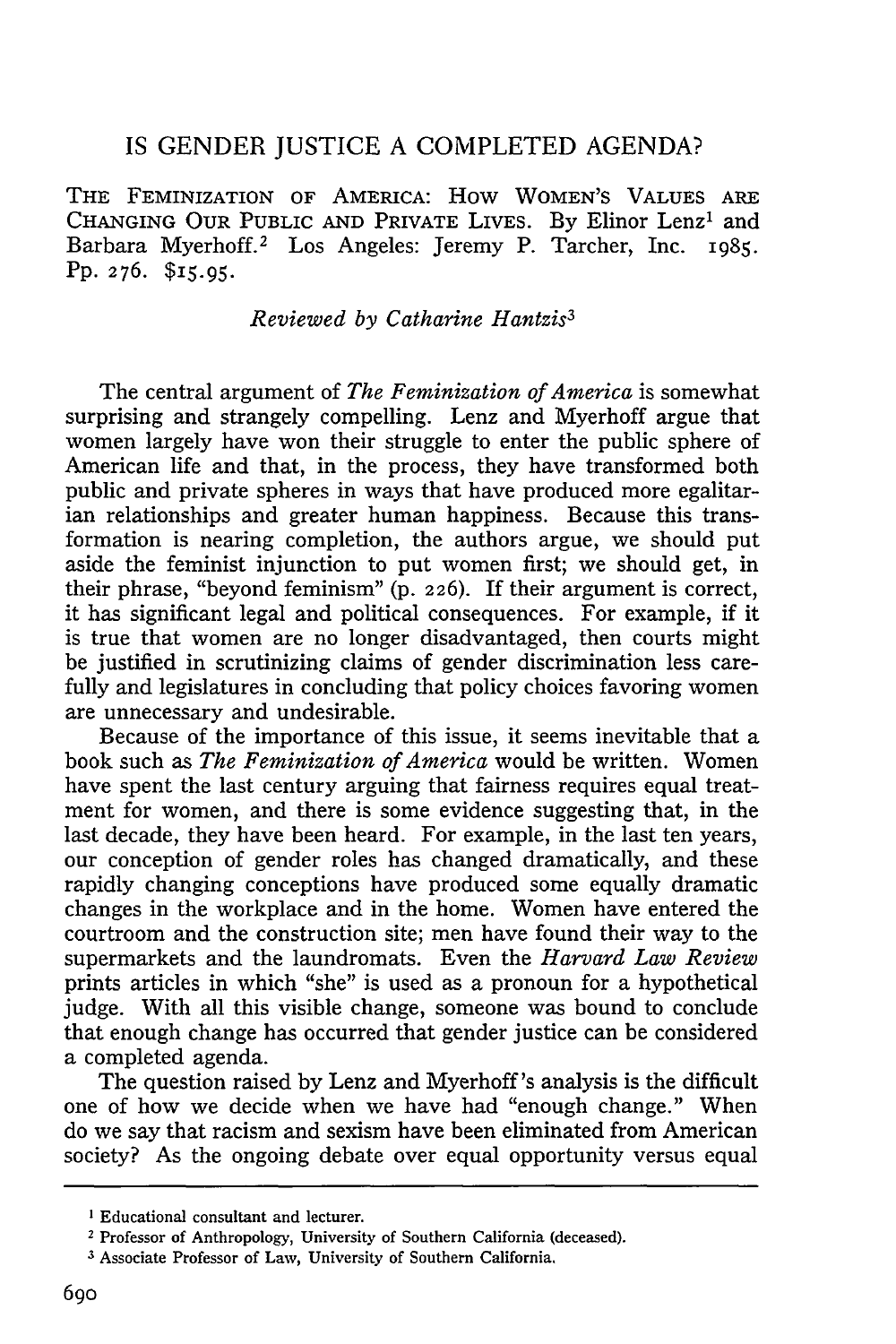# IS GENDER JUSTICE A COMPLETED AGENDA?

THE FEMINIZATION OF AMERICA: HOW WOMEN'S VALUES ARE CHANGING OUR PUBLIC AND PRIVATE LIVES. By Elinor Lenz[1] and Barbara Myerhoff.[2] Los Angeles: Jeremy P. Tarcher, Inc. 1985. Pp. 276. $15.95.

*Reviewed by Catharine Hantzis*[3]

The central argument of *The Feminization of America* is somewhat surprising and strangely compelling. Lenz and Myerhoff argue that women largely have won their struggle to enter the public sphere of American life and that, in the process, they have transformed both public and private spheres in ways that have produced more egalitarian relationships and greater human happiness. Because this transformation is nearing completion, the authors argue, we should put aside the feminist injunction to put women first; we should get, in their phrase, "beyond feminism" (p. 226). If their argument is correct, it has significant legal and political consequences. For example, if it is true that women are no longer disadvantaged, then courts might be justified in scrutinizing claims of gender discrimination less carefully and legislatures in concluding that policy choices favoring women are unnecessary and undesirable.

Because of the importance of this issue, it seems inevitable that a book such as *The Feminization of America* would be written. Women have spent the last century arguing that fairness requires equal treatment for women, and there is some evidence suggesting that, in the last decade, they have been heard. For example, in the last ten years, our conception of gender roles has changed dramatically, and these rapidly changing conceptions have produced some equally dramatic changes in the workplace and in the home. Women have entered the courtroom and the construction site; men have found their way to the supermarkets and the laundromats. Even the *Harvard Law Review* prints articles in which "she" is used as a pronoun for a hypothetical judge. With all this visible change, someone was bound to conclude that enough change has occurred that gender justice can be considered a completed agenda.

The question raised by Lenz and Myerhoff's analysis is the difficult one of how we decide when we have had "enough change." When do we say that racism and sexism have been eliminated from American society? As the ongoing debate over equal opportunity versus equal

---

[1] Educational consultant and lecturer.

[2] Professor of Anthropology, University of Southern California (deceased).

[3] Associate Professor of Law, University of Southern California.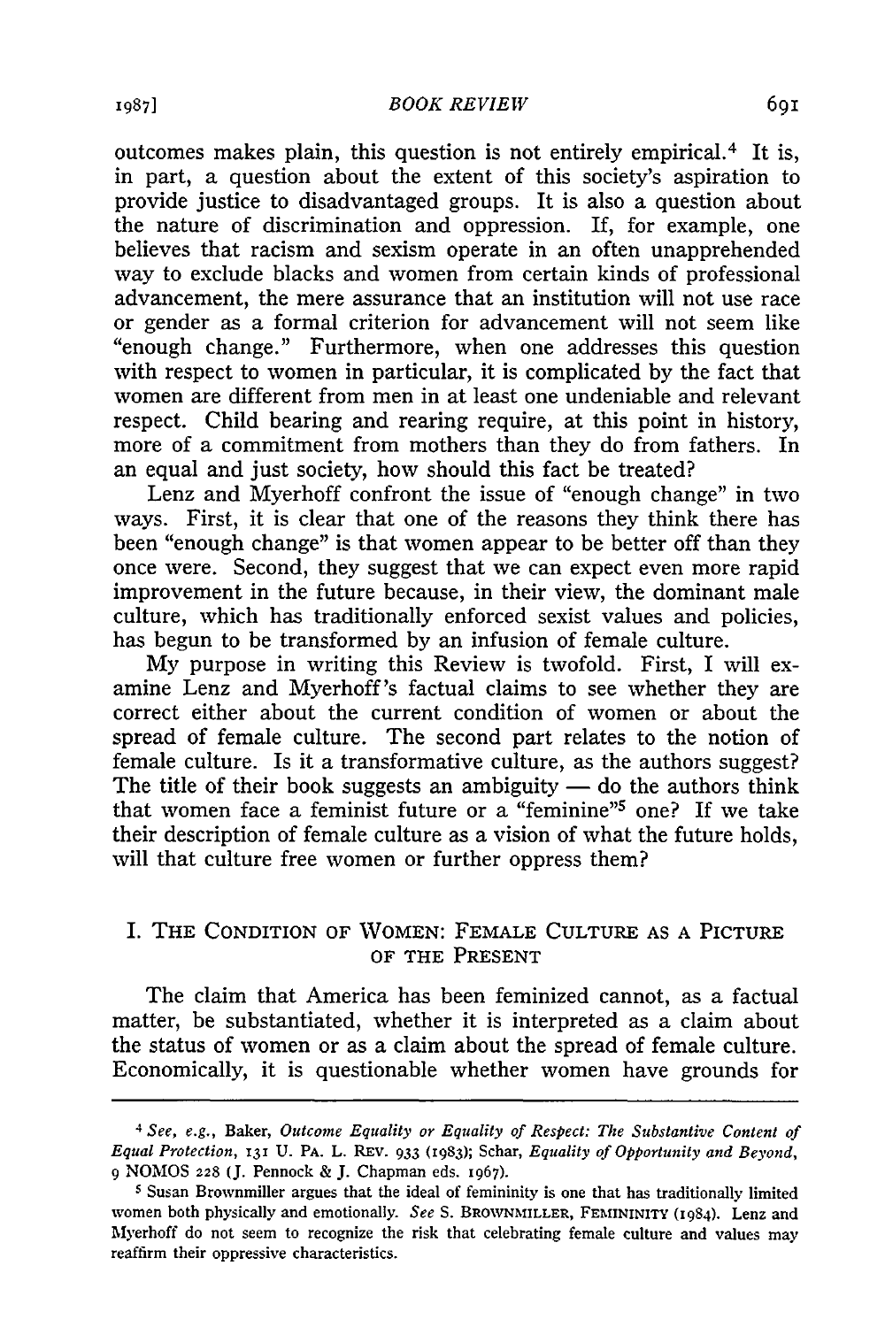outcomes makes plain, this question is not entirely empirical.[4] It is, in part, a question about the extent of this society's aspiration to provide justice to disadvantaged groups. It is also a question about the nature of discrimination and oppression. If, for example, one believes that racism and sexism operate in an often unapprehended way to exclude blacks and women from certain kinds of professional advancement, the mere assurance that an institution will not use race or gender as a formal criterion for advancement will not seem like "enough change." Furthermore, when one addresses this question with respect to women in particular, it is complicated by the fact that women are different from men in at least one undeniable and relevant respect. Child bearing and rearing require, at this point in history, more of a commitment from mothers than they do from fathers. In an equal and just society, how should this fact be treated?

Lenz and Myerhoff confront the issue of "enough change" in two ways. First, it is clear that one of the reasons they think there has been "enough change" is that women appear to be better off than they once were. Second, they suggest that we can expect even more rapid improvement in the future because, in their view, the dominant male culture, which has traditionally enforced sexist values and policies, has begun to be transformed by an infusion of female culture.

My purpose in writing this Review is twofold. First, I will examine Lenz and Myerhoff's factual claims to see whether they are correct either about the current condition of women or about the spread of female culture. The second part relates to the notion of female culture. Is it a transformative culture, as the authors suggest? The title of their book suggests an ambiguity — do the authors think that women face a feminist future or a "feminine"[5] one? If we take their description of female culture as a vision of what the future holds, will that culture free women or further oppress them?

## I. The Condition of Women: Female Culture as a Picture of the Present

The claim that America has been feminized cannot, as a factual matter, be substantiated, whether it is interpreted as a claim about the status of women or as a claim about the spread of female culture. Economically, it is questionable whether women have grounds for

---

[4] *See, e.g.*, Baker, *Outcome Equality or Equality of Respect: The Substantive Content of Equal Protection*, 131 U. PA. L. REV. 933 (1983); Schar, *Equality of Opportunity and Beyond*, 9 NOMOS 228 (J. Pennock & J. Chapman eds. 1967).

[5] Susan Brownmiller argues that the ideal of femininity is one that has traditionally limited women both physically and emotionally. *See* S. BROWNMILLER, FEMININITY (1984). Lenz and Myerhoff do not seem to recognize the risk that celebrating female culture and values may reaffirm their oppressive characteristics.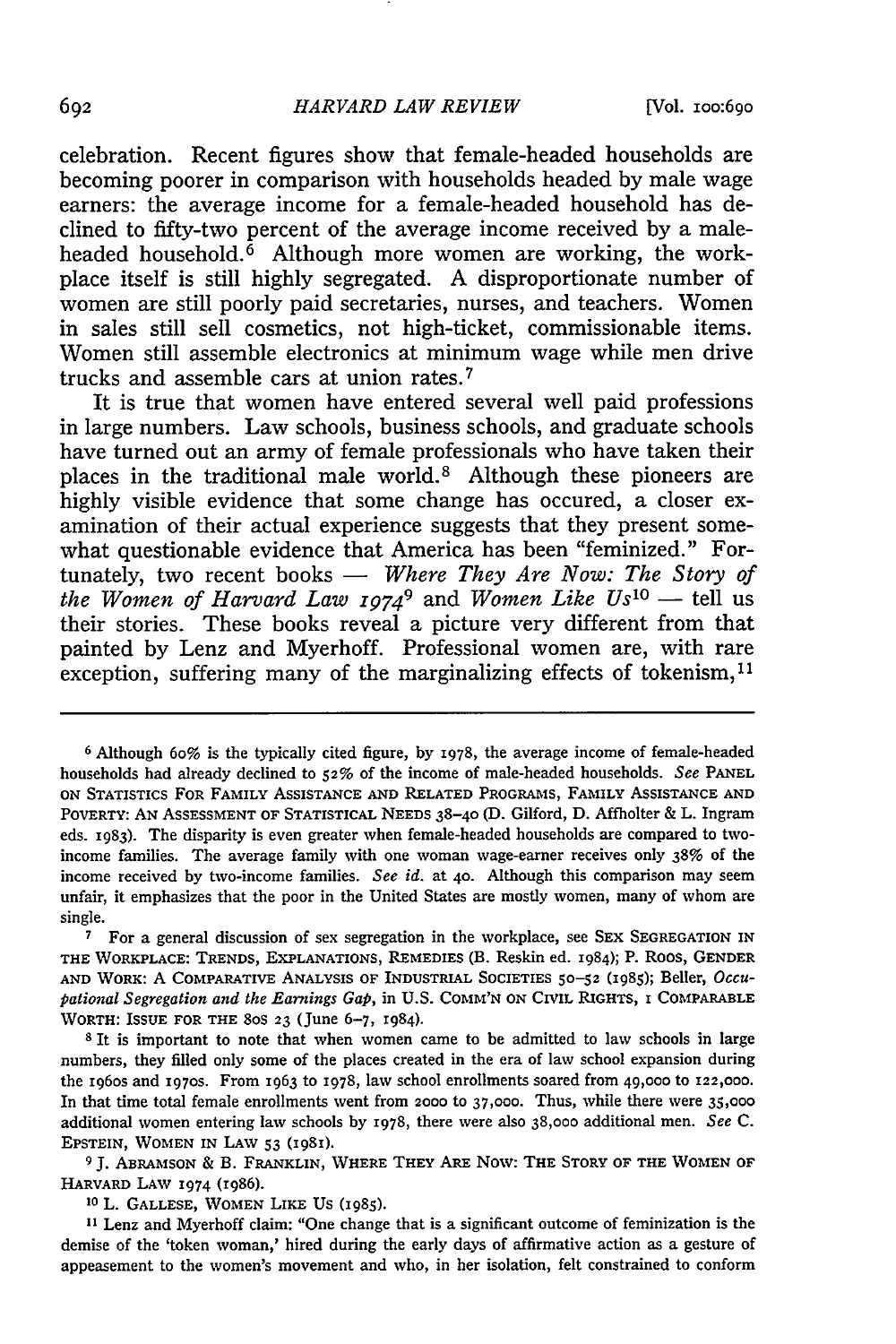celebration. Recent figures show that female-headed households are becoming poorer in comparison with households headed by male wage earners: the average income for a female-headed household has declined to fifty-two percent of the average income received by a male-headed household.[6] Although more women are working, the workplace itself is still highly segregated. A disproportionate number of women are still poorly paid secretaries, nurses, and teachers. Women in sales still sell cosmetics, not high-ticket, commissionable items. Women still assemble electronics at minimum wage while men drive trucks and assemble cars at union rates.[7]

It is true that women have entered several well paid professions in large numbers. Law schools, business schools, and graduate schools have turned out an army of female professionals who have taken their places in the traditional male world.[8] Although these pioneers are highly visible evidence that some change has occured, a closer examination of their actual experience suggests that they present somewhat questionable evidence that America has been "feminized." Fortunately, two recent books — *Where They Are Now: The Story of the Women of Harvard Law 1974*[9] and *Women Like Us*[10] — tell us their stories. These books reveal a picture very different from that painted by Lenz and Myerhoff. Professional women are, with rare exception, suffering many of the marginalizing effects of tokenism,[11]

---

[6] Although 60% is the typically cited figure, by 1978, the average income of female-headed households had already declined to 52% of the income of male-headed households. *See* PANEL ON STATISTICS FOR FAMILY ASSISTANCE AND RELATED PROGRAMS, FAMILY ASSISTANCE AND POVERTY: AN ASSESSMENT OF STATISTICAL NEEDS 38–40 (D. Gilford, D. Affholter & L. Ingram eds. 1983). The disparity is even greater when female-headed households are compared to two-income families. The average family with one woman wage-earner receives only 38% of the income received by two-income families. *See id.* at 40. Although this comparison may seem unfair, it emphasizes that the poor in the United States are mostly women, many of whom are single.

[7] For a general discussion of sex segregation in the workplace, see SEX SEGREGATION IN THE WORKPLACE: TRENDS, EXPLANATIONS, REMEDIES (B. Reskin ed. 1984); P. ROOS, GENDER AND WORK: A COMPARATIVE ANALYSIS OF INDUSTRIAL SOCIETIES 50–52 (1985); Beller, *Occupational Segregation and the Earnings Gap*, in U.S. COMM'N ON CIVIL RIGHTS, 1 COMPARABLE WORTH: ISSUE FOR THE 80S 23 (June 6–7, 1984).

[8] It is important to note that when women came to be admitted to law schools in large numbers, they filled only some of the places created in the era of law school expansion during the 1960s and 1970s. From 1963 to 1978, law school enrollments soared from 49,000 to 122,000. In that time total female enrollments went from 2000 to 37,000. Thus, while there were 35,000 additional women entering law schools by 1978, there were also 38,000 additional men. *See* C. EPSTEIN, WOMEN IN LAW 53 (1981).

[9] J. ABRAMSON & B. FRANKLIN, WHERE THEY ARE NOW: THE STORY OF THE WOMEN OF HARVARD LAW 1974 (1986).

[10] L. GALLESE, WOMEN LIKE US (1985).

[11] Lenz and Myerhoff claim: "One change that is a significant outcome of feminization is the demise of the 'token woman,' hired during the early days of affirmative action as a gesture of appeasement to the women's movement and who, in her isolation, felt constrained to conform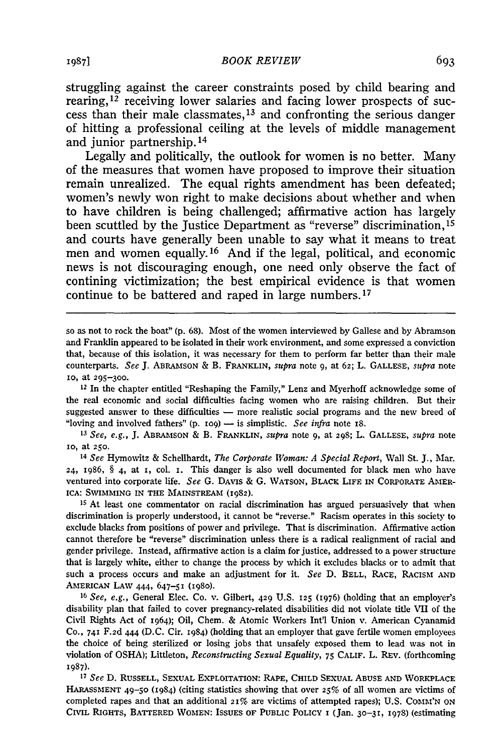struggling against the career constraints posed by child bearing and rearing,[12] receiving lower salaries and facing lower prospects of success than their male classmates,[13] and confronting the serious danger of hitting a professional ceiling at the levels of middle management and junior partnership.[14]

Legally and politically, the outlook for women is no better. Many of the measures that women have proposed to improve their situation remain unrealized. The equal rights amendment has been defeated; women's newly won right to make decisions about whether and when to have children is being challenged; affirmative action has largely been scuttled by the Justice Department as "reverse" discrimination,[15] and courts have generally been unable to say what it means to treat men and women equally.[16] And if the legal, political, and economic news is not discouraging enough, one need only observe the fact of contining victimization; the best empirical evidence is that women continue to be battered and raped in large numbers.[17]

---

so as not to rock the boat" (p. 68). Most of the women interviewed by Gallese and by Abramson and Franklin appeared to be isolated in their work environment, and some expressed a conviction that, because of this isolation, it was necessary for them to perform far better than their male counterparts. *See* J. ABRAMSON & B. FRANKLIN, *supra* note 9, at 62; L. GALLESE, *supra* note 10, at 295–300.

[12] In the chapter entitled "Reshaping the Family," Lenz and Myerhoff acknowledge some of the real economic and social difficulties facing women who are raising children. But their suggested answer to these difficulties — more realistic social programs and the new breed of "loving and involved fathers" (p. 109) — is simplistic. *See infra* note 18.

[13] *See, e.g.*, J. ABRAMSON & B. FRANKLIN, *supra* note 9, at 298; L. GALLESE, *supra* note 10, at 250.

[14] *See* Hymowitz & Schellhardt, *The Corporate Woman: A Special Report*, Wall St. J., Mar. 24, 1986, § 4, at 1, col. 1. This danger is also well documented for black men who have ventured into corporate life. *See* G. DAVIS & G. WATSON, BLACK LIFE IN CORPORATE AMERICA: SWIMMING IN THE MAINSTREAM (1982).

[15] At least one commentator on racial discrimination has argued persuasively that when discrimination is properly understood, it cannot be "reverse." Racism operates in this society to exclude blacks from positions of power and privilege. That is discrimination. Affirmative action cannot therefore be "reverse" discrimination unless there is a radical realignment of racial and gender privilege. Instead, affirmative action is a claim for justice, addressed to a power structure that is largely white, either to change the process by which it excludes blacks or to admit that such a process occurs and make an adjustment for it. *See* D. BELL, RACE, RACISM AND AMERICAN LAW 444, 647–51 (1980).

[16] *See, e.g.*, General Elec. Co. v. Gilbert, 429 U.S. 125 (1976) (holding that an employer's disability plan that failed to cover pregnancy-related disabilities did not violate title VII of the Civil Rights Act of 1964); Oil, Chem. & Atomic Workers Int'l Union v. American Cyanamid Co., 741 F.2d 444 (D.C. Cir. 1984) (holding that an employer that gave fertile women employees the choice of being sterilized or losing jobs that unsafely exposed them to lead was not in violation of OSHA); Littleton, *Reconstructing Sexual Equality*, 75 CALIF. L. REV. (forthcoming 1987).

[17] *See* D. RUSSELL, SEXUAL EXPLOITATION: RAPE, CHILD SEXUAL ABUSE AND WORKPLACE HARASSMENT 49–50 (1984) (citing statistics showing that over 25% of all women are victims of completed rapes and that an additional 21% are victims of attempted rapes); U.S. COMM'N ON CIVIL RIGHTS, BATTERED WOMEN: ISSUES OF PUBLIC POLICY 1 (Jan. 30–31, 1978) (estimating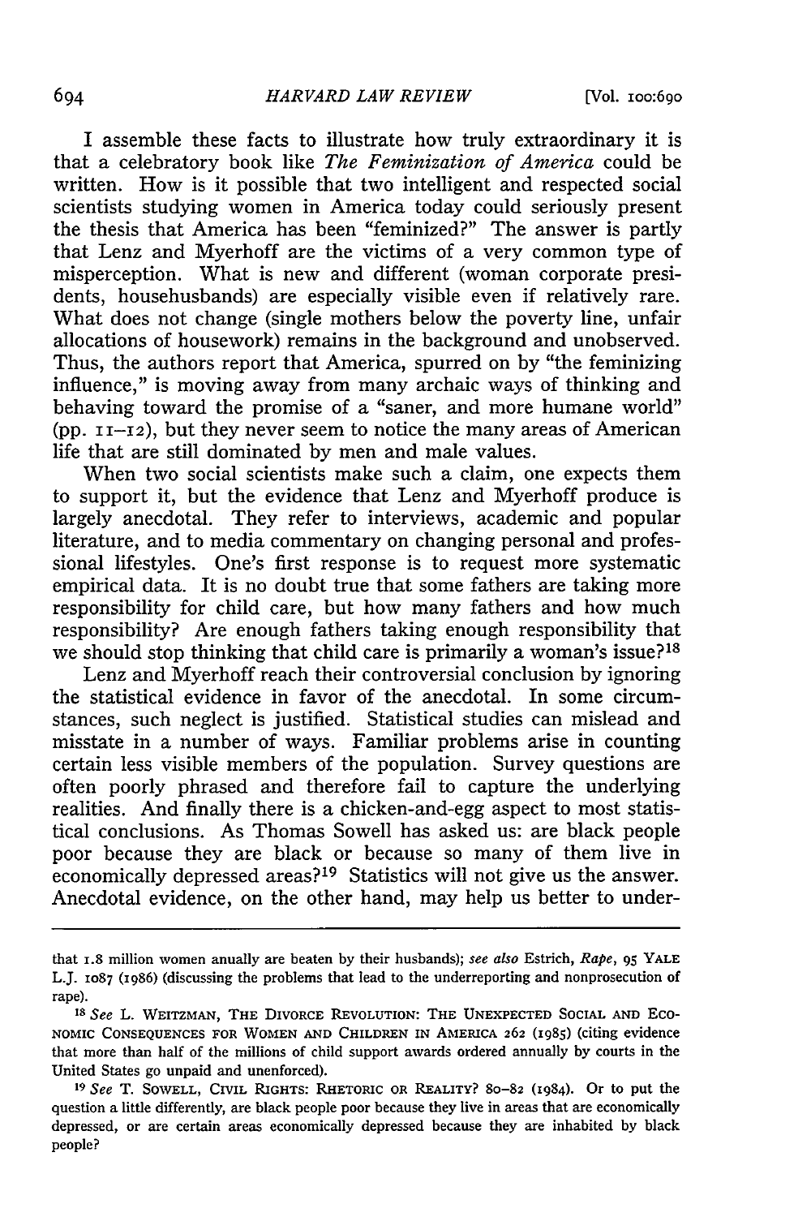I assemble these facts to illustrate how truly extraordinary it is that a celebratory book like *The Feminization of America* could be written. How is it possible that two intelligent and respected social scientists studying women in America today could seriously present the thesis that America has been "feminized?" The answer is partly that Lenz and Myerhoff are the victims of a very common type of misperception. What is new and different (woman corporate presidents, househusbands) are especially visible even if relatively rare. What does not change (single mothers below the poverty line, unfair allocations of housework) remains in the background and unobserved. Thus, the authors report that America, spurred on by "the feminizing influence," is moving away from many archaic ways of thinking and behaving toward the promise of a "saner, and more humane world" (pp. 11–12), but they never seem to notice the many areas of American life that are still dominated by men and male values.

When two social scientists make such a claim, one expects them to support it, but the evidence that Lenz and Myerhoff produce is largely anecdotal. They refer to interviews, academic and popular literature, and to media commentary on changing personal and professional lifestyles. One's first response is to request more systematic empirical data. It is no doubt true that some fathers are taking more responsibility for child care, but how many fathers and how much responsibility? Are enough fathers taking enough responsibility that we should stop thinking that child care is primarily a woman's issue?[18]

Lenz and Myerhoff reach their controversial conclusion by ignoring the statistical evidence in favor of the anecdotal. In some circumstances, such neglect is justified. Statistical studies can mislead and misstate in a number of ways. Familiar problems arise in counting certain less visible members of the population. Survey questions are often poorly phrased and therefore fail to capture the underlying realities. And finally there is a chicken-and-egg aspect to most statistical conclusions. As Thomas Sowell has asked us: are black people poor because they are black or because so many of them live in economically depressed areas?[19] Statistics will not give us the answer. Anecdotal evidence, on the other hand, may help us better to under-

---

that 1.8 million women anually are beaten by their husbands); *see also* Estrich, *Rape*, 95 YALE L.J. 1087 (1986) (discussing the problems that lead to the underreporting and nonprosecution of rape).

[18] *See* L. WEITZMAN, THE DIVORCE REVOLUTION: THE UNEXPECTED SOCIAL AND ECONOMIC CONSEQUENCES FOR WOMEN AND CHILDREN IN AMERICA 262 (1985) (citing evidence that more than half of the millions of child support awards ordered annually by courts in the United States go unpaid and unenforced).

[19] *See* T. SOWELL, CIVIL RIGHTS: RHETORIC OR REALITY? 80–82 (1984). Or to put the question a little differently, are black people poor because they live in areas that are economically depressed, or are certain areas economically depressed because they are inhabited by black people?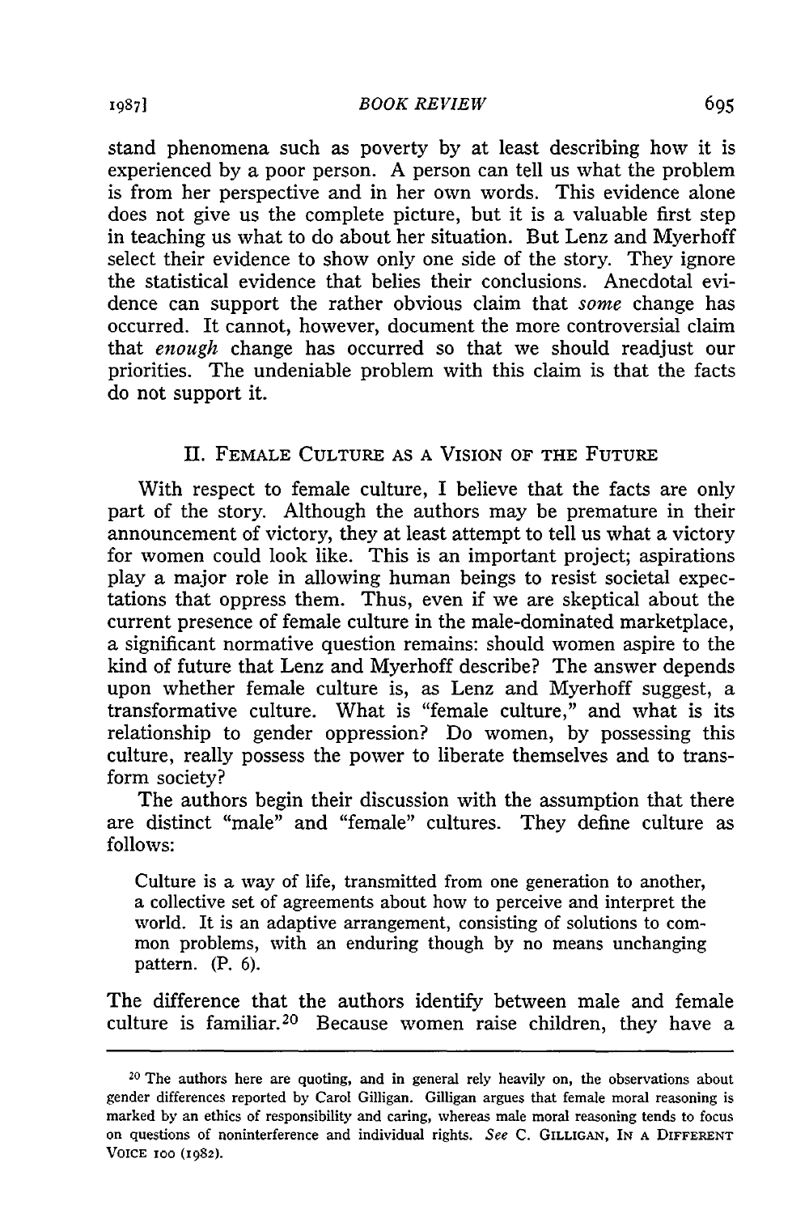stand phenomena such as poverty by at least describing how it is experienced by a poor person. A person can tell us what the problem is from her perspective and in her own words. This evidence alone does not give us the complete picture, but it is a valuable first step in teaching us what to do about her situation. But Lenz and Myerhoff select their evidence to show only one side of the story. They ignore the statistical evidence that belies their conclusions. Anecdotal evidence can support the rather obvious claim that *some* change has occurred. It cannot, however, document the more controversial claim that *enough* change has occurred so that we should readjust our priorities. The undeniable problem with this claim is that the facts do not support it.

## II. Female Culture as a Vision of the Future

With respect to female culture, I believe that the facts are only part of the story. Although the authors may be premature in their announcement of victory, they at least attempt to tell us what a victory for women could look like. This is an important project; aspirations play a major role in allowing human beings to resist societal expectations that oppress them. Thus, even if we are skeptical about the current presence of female culture in the male-dominated marketplace, a significant normative question remains: should women aspire to the kind of future that Lenz and Myerhoff describe? The answer depends upon whether female culture is, as Lenz and Myerhoff suggest, a transformative culture. What is "female culture," and what is its relationship to gender oppression? Do women, by possessing this culture, really possess the power to liberate themselves and to transform society?

The authors begin their discussion with the assumption that there are distinct "male" and "female" cultures. They define culture as follows:

> Culture is a way of life, transmitted from one generation to another, a collective set of agreements about how to perceive and interpret the world. It is an adaptive arrangement, consisting of solutions to common problems, with an enduring though by no means unchanging pattern. (P. 6).

The difference that the authors identify between male and female culture is familiar.[20] Because women raise children, they have a

---

[20] The authors here are quoting, and in general rely heavily on, the observations about gender differences reported by Carol Gilligan. Gilligan argues that female moral reasoning is marked by an ethics of responsibility and caring, whereas male moral reasoning tends to focus on questions of noninterference and individual rights. *See* C. GILLIGAN, IN A DIFFERENT VOICE 100 (1982).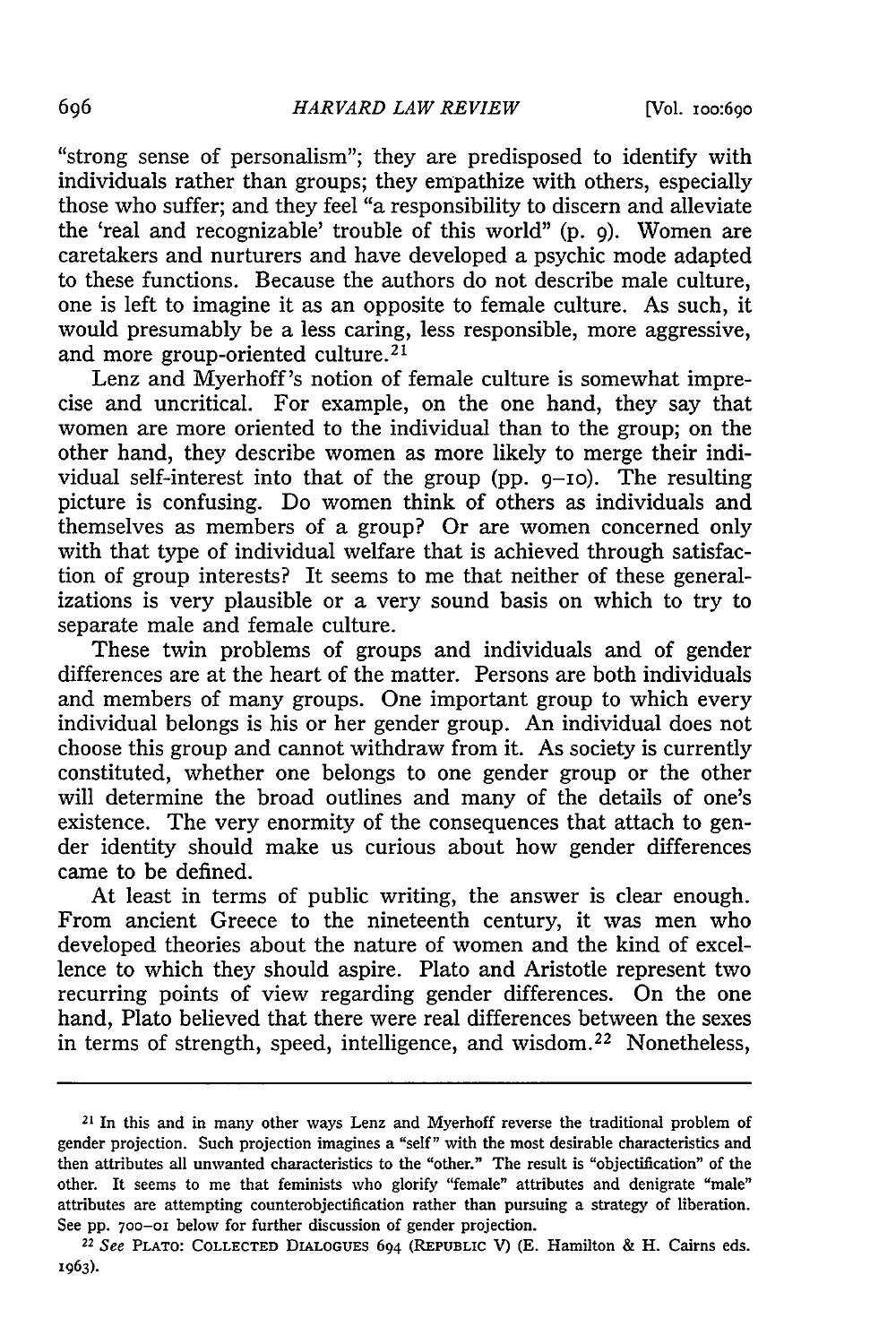"strong sense of personalism"; they are predisposed to identify with individuals rather than groups; they empathize with others, especially those who suffer; and they feel "a responsibility to discern and alleviate the 'real and recognizable' trouble of this world" (p. 9). Women are caretakers and nurturers and have developed a psychic mode adapted to these functions. Because the authors do not describe male culture, one is left to imagine it as an opposite to female culture. As such, it would presumably be a less caring, less responsible, more aggressive, and more group-oriented culture.[21]

Lenz and Myerhoff's notion of female culture is somewhat imprecise and uncritical. For example, on the one hand, they say that women are more oriented to the individual than to the group; on the other hand, they describe women as more likely to merge their individual self-interest into that of the group (pp. 9–10). The resulting picture is confusing. Do women think of others as individuals and themselves as members of a group? Or are women concerned only with that type of individual welfare that is achieved through satisfaction of group interests? It seems to me that neither of these generalizations is very plausible or a very sound basis on which to try to separate male and female culture.

These twin problems of groups and individuals and of gender differences are at the heart of the matter. Persons are both individuals and members of many groups. One important group to which every individual belongs is his or her gender group. An individual does not choose this group and cannot withdraw from it. As society is currently constituted, whether one belongs to one gender group or the other will determine the broad outlines and many of the details of one's existence. The very enormity of the consequences that attach to gender identity should make us curious about how gender differences came to be defined.

At least in terms of public writing, the answer is clear enough. From ancient Greece to the nineteenth century, it was men who developed theories about the nature of women and the kind of excellence to which they should aspire. Plato and Aristotle represent two recurring points of view regarding gender differences. On the one hand, Plato believed that there were real differences between the sexes in terms of strength, speed, intelligence, and wisdom.[22] Nonetheless,

---

[21] In this and in many other ways Lenz and Myerhoff reverse the traditional problem of gender projection. Such projection imagines a "self" with the most desirable characteristics and then attributes all unwanted characteristics to the "other." The result is "objectification" of the other. It seems to me that feminists who glorify "female" attributes and denigrate "male" attributes are attempting counterobjectification rather than pursuing a strategy of liberation. See pp. 700–01 below for further discussion of gender projection.

[22] *See* PLATO: COLLECTED DIALOGUES 694 (REPUBLIC V) (E. Hamilton & H. Cairns eds. 1963).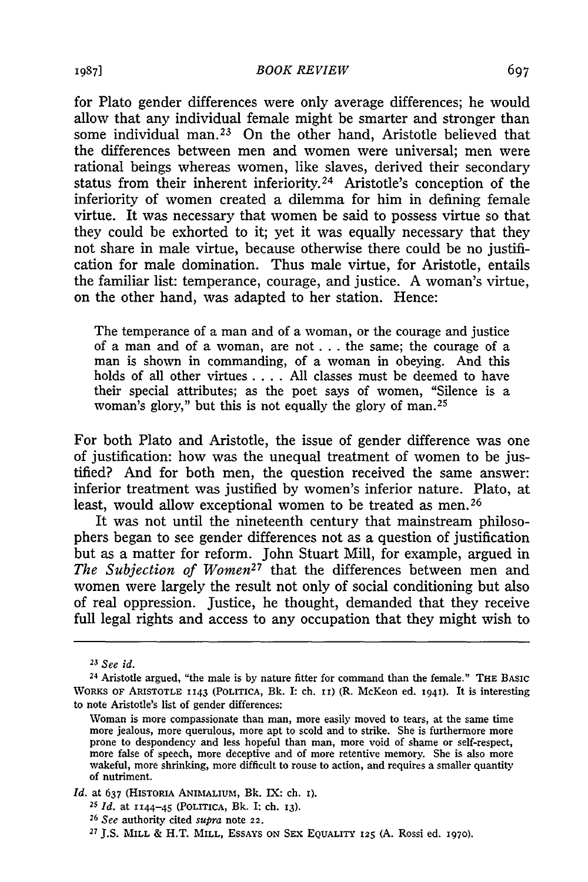for Plato gender differences were only average differences; he would allow that any individual female might be smarter and stronger than some individual man.[23] On the other hand, Aristotle believed that the differences between men and women were universal; men were rational beings whereas women, like slaves, derived their secondary status from their inherent inferiority.[24] Aristotle's conception of the inferiority of women created a dilemma for him in defining female virtue. It was necessary that women be said to possess virtue so that they could be exhorted to it; yet it was equally necessary that they not share in male virtue, because otherwise there could be no justification for male domination. Thus male virtue, for Aristotle, entails the familiar list: temperance, courage, and justice. A woman's virtue, on the other hand, was adapted to her station. Hence:

> The temperance of a man and of a woman, or the courage and justice of a man and of a woman, are not . . . the same; the courage of a man is shown in commanding, of a woman in obeying. And this holds of all other virtues . . . . All classes must be deemed to have their special attributes; as the poet says of women, "Silence is a woman's glory," but this is not equally the glory of man.[25]

For both Plato and Aristotle, the issue of gender difference was one of justification: how was the unequal treatment of women to be justified? And for both men, the question received the same answer: inferior treatment was justified by women's inferior nature. Plato, at least, would allow exceptional women to be treated as men.[26]

It was not until the nineteenth century that mainstream philosophers began to see gender differences not as a question of justification but as a matter for reform. John Stuart Mill, for example, argued in *The Subjection of Women*[27] that the differences between men and women were largely the result not only of social conditioning but also of real oppression. Justice, he thought, demanded that they receive full legal rights and access to any occupation that they might wish to

---

[23] *See id.*

[24] Aristotle argued, "the male is by nature fitter for command than the female." THE BASIC WORKS OF ARISTOTLE 1143 (POLITICA, Bk. I: ch. 11) (R. McKeon ed. 1941). It is interesting to note Aristotle's list of gender differences:

> Woman is more compassionate than man, more easily moved to tears, at the same time more jealous, more querulous, more apt to scold and to strike. She is furthermore more prone to despondency and less hopeful than man, more void of shame or self-respect, more false of speech, more deceptive and of more retentive memory. She is also more wakeful, more shrinking, more difficult to rouse to action, and requires a smaller quantity of nutriment.

*Id.* at 637 (HISTORIA ANIMALIUM, Bk. IX: ch. 1).

[25] *Id.* at 1144–45 (POLITICA, Bk. I: ch. 13).

[26] *See* authority cited *supra* note 22.

[27] J.S. MILL & H.T. MILL, ESSAYS ON SEX EQUALITY 125 (A. Rossi ed. 1970).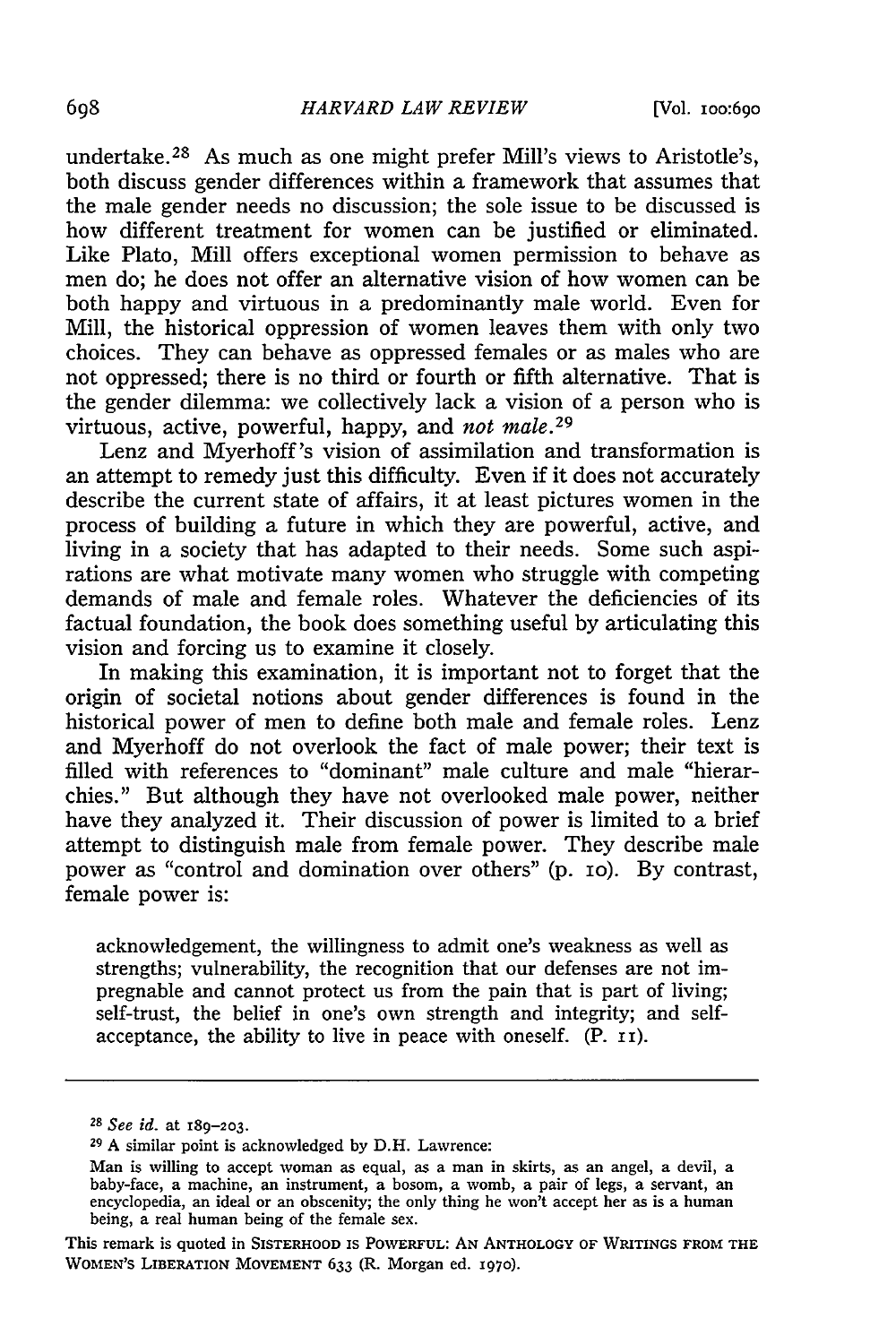undertake.[28] As much as one might prefer Mill's views to Aristotle's, both discuss gender differences within a framework that assumes that the male gender needs no discussion; the sole issue to be discussed is how different treatment for women can be justified or eliminated. Like Plato, Mill offers exceptional women permission to behave as men do; he does not offer an alternative vision of how women can be both happy and virtuous in a predominantly male world. Even for Mill, the historical oppression of women leaves them with only two choices. They can behave as oppressed females or as males who are not oppressed; there is no third or fourth or fifth alternative. That is the gender dilemma: we collectively lack a vision of a person who is virtuous, active, powerful, happy, and *not male*.[29]

Lenz and Myerhoff's vision of assimilation and transformation is an attempt to remedy just this difficulty. Even if it does not accurately describe the current state of affairs, it at least pictures women in the process of building a future in which they are powerful, active, and living in a society that has adapted to their needs. Some such aspirations are what motivate many women who struggle with competing demands of male and female roles. Whatever the deficiencies of its factual foundation, the book does something useful by articulating this vision and forcing us to examine it closely.

In making this examination, it is important not to forget that the origin of societal notions about gender differences is found in the historical power of men to define both male and female roles. Lenz and Myerhoff do not overlook the fact of male power; their text is filled with references to "dominant" male culture and male "hierarchies." But although they have not overlooked male power, neither have they analyzed it. Their discussion of power is limited to a brief attempt to distinguish male from female power. They describe male power as "control and domination over others" (p. 10). By contrast, female power is:

> acknowledgement, the willingness to admit one's weakness as well as strengths; vulnerability, the recognition that our defenses are not impregnable and cannot protect us from the pain that is part of living; self-trust, the belief in one's own strength and integrity; and self-acceptance, the ability to live in peace with oneself. (P. 11).

---

[28] *See id.* at 189–203.

[29] A similar point is acknowledged by D.H. Lawrence:

> Man is willing to accept woman as equal, as a man in skirts, as an angel, a devil, a baby-face, a machine, an instrument, a bosom, a womb, a pair of legs, a servant, an encyclopedia, an ideal or an obscenity; the only thing he won't accept her as is a human being, a real human being of the female sex.

This remark is quoted in SISTERHOOD IS POWERFUL: AN ANTHOLOGY OF WRITINGS FROM THE WOMEN'S LIBERATION MOVEMENT 633 (R. Morgan ed. 1970).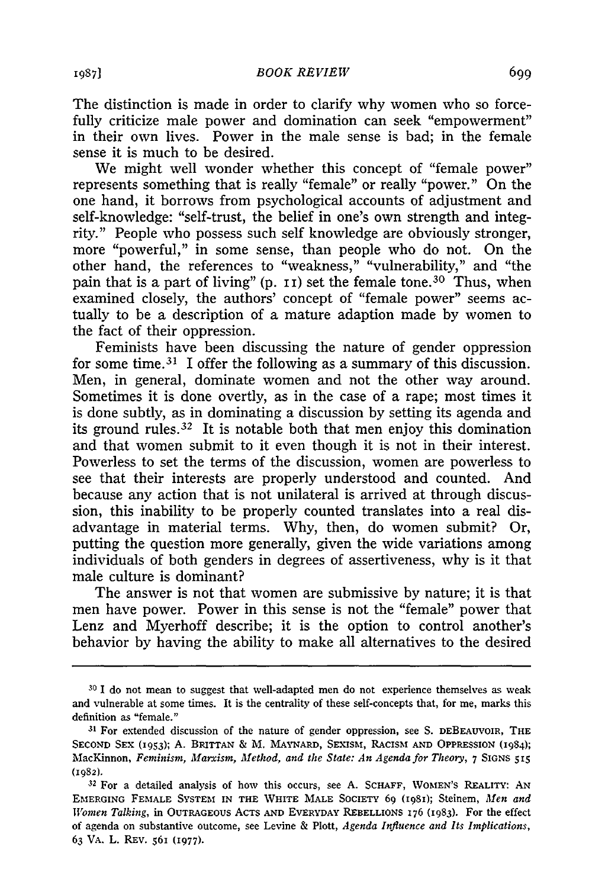The distinction is made in order to clarify why women who so forcefully criticize male power and domination can seek "empowerment" in their own lives. Power in the male sense is bad; in the female sense it is much to be desired.

We might well wonder whether this concept of "female power" represents something that is really "female" or really "power." On the one hand, it borrows from psychological accounts of adjustment and self-knowledge: "self-trust, the belief in one's own strength and integrity." People who possess such self knowledge are obviously stronger, more "powerful," in some sense, than people who do not. On the other hand, the references to "weakness," "vulnerability," and "the pain that is a part of living" (p. 11) set the female tone.[30] Thus, when examined closely, the authors' concept of "female power" seems actually to be a description of a mature adaption made by women to the fact of their oppression.

Feminists have been discussing the nature of gender oppression for some time.[31] I offer the following as a summary of this discussion. Men, in general, dominate women and not the other way around. Sometimes it is done overtly, as in the case of a rape; most times it is done subtly, as in dominating a discussion by setting its agenda and its ground rules.[32] It is notable both that men enjoy this domination and that women submit to it even though it is not in their interest. Powerless to set the terms of the discussion, women are powerless to see that their interests are properly understood and counted. And because any action that is not unilateral is arrived at through discussion, this inability to be properly counted translates into a real disadvantage in material terms. Why, then, do women submit? Or, putting the question more generally, given the wide variations among individuals of both genders in degrees of assertiveness, why is it that male culture is dominant?

The answer is not that women are submissive by nature; it is that men have power. Power in this sense is not the "female" power that Lenz and Myerhoff describe; it is the option to control another's behavior by having the ability to make all alternatives to the desired

---

[30] I do not mean to suggest that well-adapted men do not experience themselves as weak and vulnerable at some times. It is the centrality of these self-concepts that, for me, marks this definition as "female."

[31] For extended discussion of the nature of gender oppression, see S. DEBEAUVOIR, THE SECOND SEX (1953); A. BRITTAN & M. MAYNARD, SEXISM, RACISM AND OPPRESSION (1984); MacKinnon, *Feminism, Marxism, Method, and the State: An Agenda for Theory*, 7 SIGNS 515 (1982).

[32] For a detailed analysis of how this occurs, see A. SCHAFF, WOMEN'S REALITY: AN EMERGING FEMALE SYSTEM IN THE WHITE MALE SOCIETY 69 (1981); Steinem, *Men and Women Talking*, in OUTRAGEOUS ACTS AND EVERYDAY REBELLIONS 176 (1983). For the effect of agenda on substantive outcome, see Levine & Plott, *Agenda Influence and Its Implications*, 63 VA. L. REV. 561 (1977).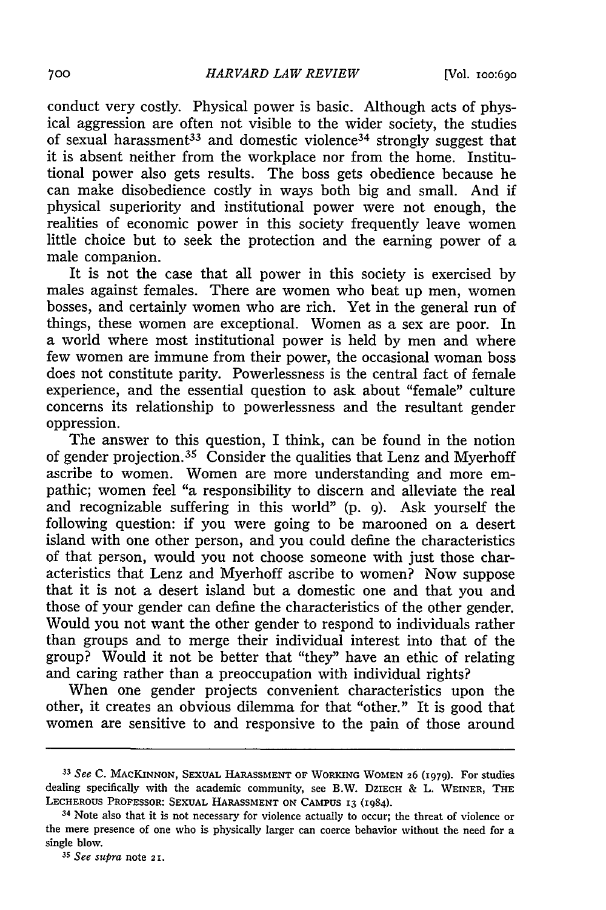conduct very costly. Physical power is basic. Although acts of physical aggression are often not visible to the wider society, the studies of sexual harassment[33] and domestic violence[34] strongly suggest that it is absent neither from the workplace nor from the home. Institutional power also gets results. The boss gets obedience because he can make disobedience costly in ways both big and small. And if physical superiority and institutional power were not enough, the realities of economic power in this society frequently leave women little choice but to seek the protection and the earning power of a male companion.

It is not the case that all power in this society is exercised by males against females. There are women who beat up men, women bosses, and certainly women who are rich. Yet in the general run of things, these women are exceptional. Women as a sex are poor. In a world where most institutional power is held by men and where few women are immune from their power, the occasional woman boss does not constitute parity. Powerlessness is the central fact of female experience, and the essential question to ask about "female" culture concerns its relationship to powerlessness and the resultant gender oppression.

The answer to this question, I think, can be found in the notion of gender projection.[35] Consider the qualities that Lenz and Myerhoff ascribe to women. Women are more understanding and more empathic; women feel "a responsibility to discern and alleviate the real and recognizable suffering in this world" (p. 9). Ask yourself the following question: if you were going to be marooned on a desert island with one other person, and you could define the characteristics of that person, would you not choose someone with just those characteristics that Lenz and Myerhoff ascribe to women? Now suppose that it is not a desert island but a domestic one and that you and those of your gender can define the characteristics of the other gender. Would you not want the other gender to respond to individuals rather than groups and to merge their individual interest into that of the group? Would it not be better that "they" have an ethic of relating and caring rather than a preoccupation with individual rights?

When one gender projects convenient characteristics upon the other, it creates an obvious dilemma for that "other." It is good that women are sensitive to and responsive to the pain of those around

---

[33] *See* C. MacKinnon, Sexual Harassment of Working Women 26 (1979). For studies dealing specifically with the academic community, see B.W. Dziech & L. Weiner, The Lecherous Professor: Sexual Harassment on Campus 13 (1984).

[34] Note also that it is not necessary for violence actually to occur; the threat of violence or the mere presence of one who is physically larger can coerce behavior without the need for a single blow.

[35] *See supra* note 21.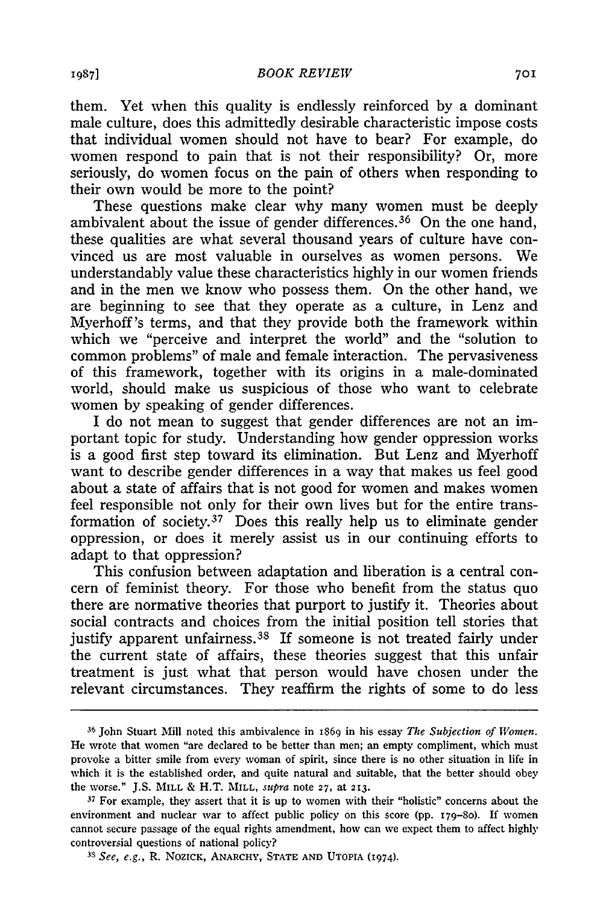them. Yet when this quality is endlessly reinforced by a dominant male culture, does this admittedly desirable characteristic impose costs that individual women should not have to bear? For example, do women respond to pain that is not their responsibility? Or, more seriously, do women focus on the pain of others when responding to their own would be more to the point?

These questions make clear why many women must be deeply ambivalent about the issue of gender differences.[36] On the one hand, these qualities are what several thousand years of culture have convinced us are most valuable in ourselves as women persons. We understandably value these characteristics highly in our women friends and in the men we know who possess them. On the other hand, we are beginning to see that they operate as a culture, in Lenz and Myerhoff's terms, and that they provide both the framework within which we "perceive and interpret the world" and the "solution to common problems" of male and female interaction. The pervasiveness of this framework, together with its origins in a male-dominated world, should make us suspicious of those who want to celebrate women by speaking of gender differences.

I do not mean to suggest that gender differences are not an important topic for study. Understanding how gender oppression works is a good first step toward its elimination. But Lenz and Myerhoff want to describe gender differences in a way that makes us feel good about a state of affairs that is not good for women and makes women feel responsible not only for their own lives but for the entire transformation of society.[37] Does this really help us to eliminate gender oppression, or does it merely assist us in our continuing efforts to adapt to that oppression?

This confusion between adaptation and liberation is a central concern of feminist theory. For those who benefit from the status quo there are normative theories that purport to justify it. Theories about social contracts and choices from the initial position tell stories that justify apparent unfairness.[38] If someone is not treated fairly under the current state of affairs, these theories suggest that this unfair treatment is just what that person would have chosen under the relevant circumstances. They reaffirm the rights of some to do less

---

[36] John Stuart Mill noted this ambivalence in 1869 in his essay *The Subjection of Women.* He wrote that women "are declared to be better than men; an empty compliment, which must provoke a bitter smile from every woman of spirit, since there is no other situation in life in which it is the established order, and quite natural and suitable, that the better should obey the worse." J.S. MILL & H.T. MILL, *supra* note 27, at 213.

[37] For example, they assert that it is up to women with their "holistic" concerns about the environment and nuclear war to affect public policy on this score (pp. 179–80). If women cannot secure passage of the equal rights amendment, how can we expect them to affect highly controversial questions of national policy?

[38] *See, e.g.,* R. NOZICK, ANARCHY, STATE AND UTOPIA (1974).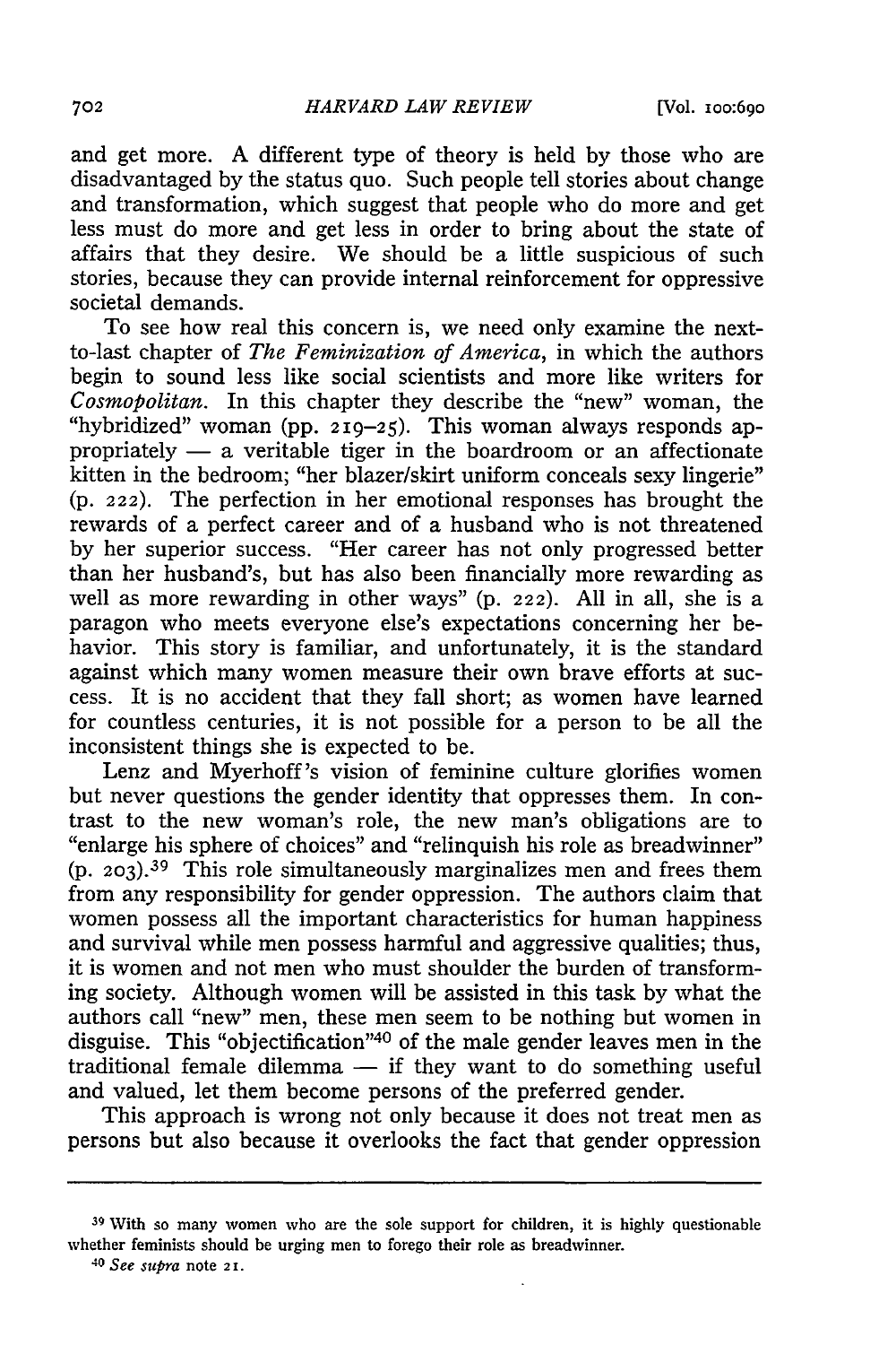and get more. A different type of theory is held by those who are disadvantaged by the status quo. Such people tell stories about change and transformation, which suggest that people who do more and get less must do more and get less in order to bring about the state of affairs that they desire. We should be a little suspicious of such stories, because they can provide internal reinforcement for oppressive societal demands.

To see how real this concern is, we need only examine the next-to-last chapter of *The Feminization of America*, in which the authors begin to sound less like social scientists and more like writers for *Cosmopolitan*. In this chapter they describe the "new" woman, the "hybridized" woman (pp. 219–25). This woman always responds appropriately — a veritable tiger in the boardroom or an affectionate kitten in the bedroom; "her blazer/skirt uniform conceals sexy lingerie" (p. 222). The perfection in her emotional responses has brought the rewards of a perfect career and of a husband who is not threatened by her superior success. "Her career has not only progressed better than her husband's, but has also been financially more rewarding as well as more rewarding in other ways" (p. 222). All in all, she is a paragon who meets everyone else's expectations concerning her behavior. This story is familiar, and unfortunately, it is the standard against which many women measure their own brave efforts at success. It is no accident that they fall short; as women have learned for countless centuries, it is not possible for a person to be all the inconsistent things she is expected to be.

Lenz and Myerhoff's vision of feminine culture glorifies women but never questions the gender identity that oppresses them. In contrast to the new woman's role, the new man's obligations are to "enlarge his sphere of choices" and "relinquish his role as breadwinner" (p. 203).[39] This role simultaneously marginalizes men and frees them from any responsibility for gender oppression. The authors claim that women possess all the important characteristics for human happiness and survival while men possess harmful and aggressive qualities; thus, it is women and not men who must shoulder the burden of transforming society. Although women will be assisted in this task by what the authors call "new" men, these men seem to be nothing but women in disguise. This "objectification"[40] of the male gender leaves men in the traditional female dilemma — if they want to do something useful and valued, let them become persons of the preferred gender.

This approach is wrong not only because it does not treat men as persons but also because it overlooks the fact that gender oppression

---

[39] With so many women who are the sole support for children, it is highly questionable whether feminists should be urging men to forego their role as breadwinner.

[40] *See supra* note 21.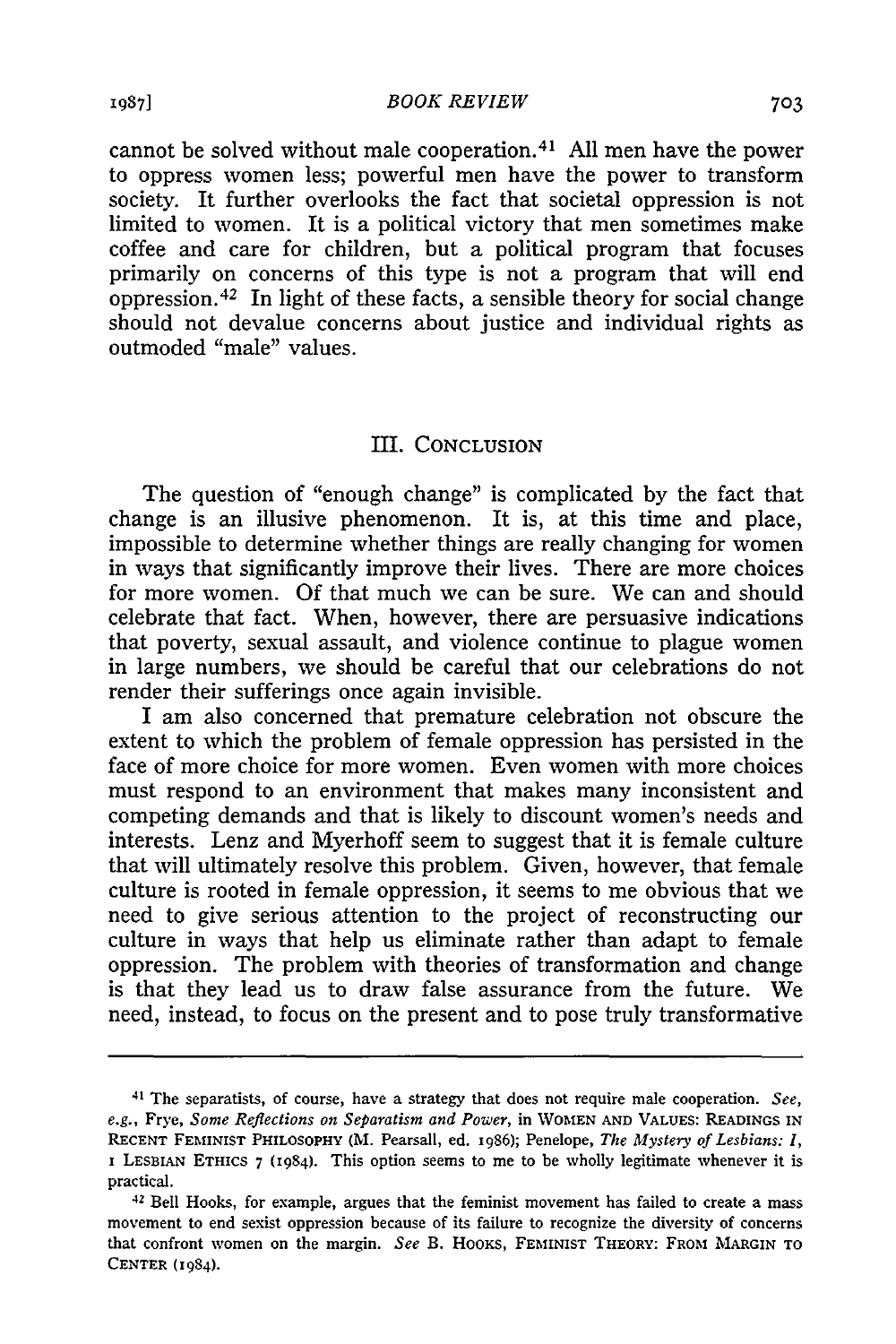cannot be solved without male cooperation.[41] All men have the power to oppress women less; powerful men have the power to transform society. It further overlooks the fact that societal oppression is not limited to women. It is a political victory that men sometimes make coffee and care for children, but a political program that focuses primarily on concerns of this type is not a program that will end oppression.[42] In light of these facts, a sensible theory for social change should not devalue concerns about justice and individual rights as outmoded "male" values.

## III. CONCLUSION

The question of "enough change" is complicated by the fact that change is an illusive phenomenon. It is, at this time and place, impossible to determine whether things are really changing for women in ways that significantly improve their lives. There are more choices for more women. Of that much we can be sure. We can and should celebrate that fact. When, however, there are persuasive indications that poverty, sexual assault, and violence continue to plague women in large numbers, we should be careful that our celebrations do not render their sufferings once again invisible.

I am also concerned that premature celebration not obscure the extent to which the problem of female oppression has persisted in the face of more choice for more women. Even women with more choices must respond to an environment that makes many inconsistent and competing demands and that is likely to discount women's needs and interests. Lenz and Myerhoff seem to suggest that it is female culture that will ultimately resolve this problem. Given, however, that female culture is rooted in female oppression, it seems to me obvious that we need to give serious attention to the project of reconstructing our culture in ways that help us eliminate rather than adapt to female oppression. The problem with theories of transformation and change is that they lead us to draw false assurance from the future. We need, instead, to focus on the present and to pose truly transformative

---

[41] The separatists, of course, have a strategy that does not require male cooperation. *See, e.g.*, Frye, *Some Reflections on Separatism and Power*, in WOMEN AND VALUES: READINGS IN RECENT FEMINIST PHILOSOPHY (M. Pearsall, ed. 1986); Penelope, *The Mystery of Lesbians: I*, 1 LESBIAN ETHICS 7 (1984). This option seems to me to be wholly legitimate whenever it is practical.

[42] Bell Hooks, for example, argues that the feminist movement has failed to create a mass movement to end sexist oppression because of its failure to recognize the diversity of concerns that confront women on the margin. *See* B. HOOKS, FEMINIST THEORY: FROM MARGIN TO CENTER (1984).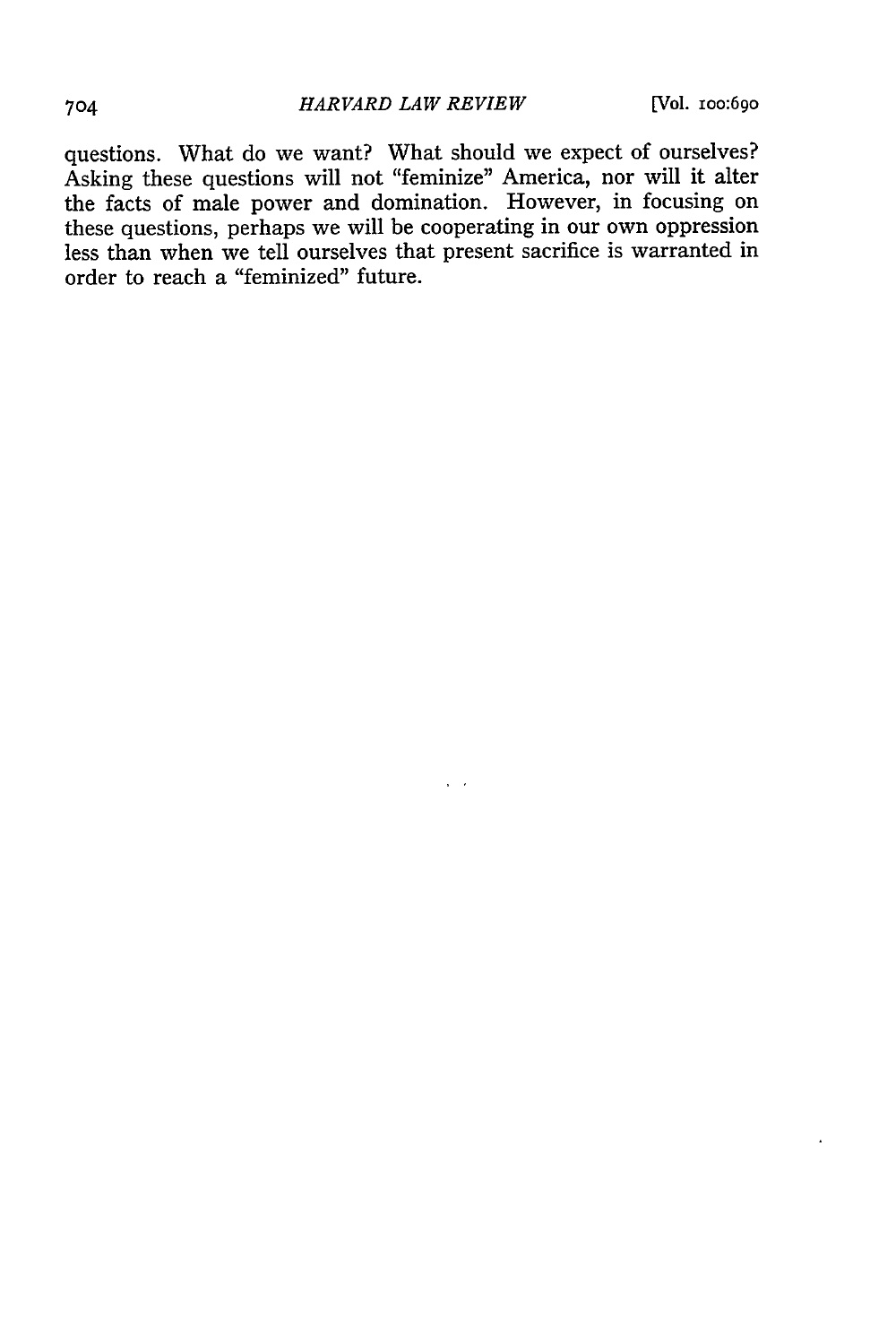questions. What do we want? What should we expect of ourselves? Asking these questions will not "feminize" America, nor will it alter the facts of male power and domination. However, in focusing on these questions, perhaps we will be cooperating in our own oppression less than when we tell ourselves that present sacrifice is warranted in order to reach a "feminized" future.